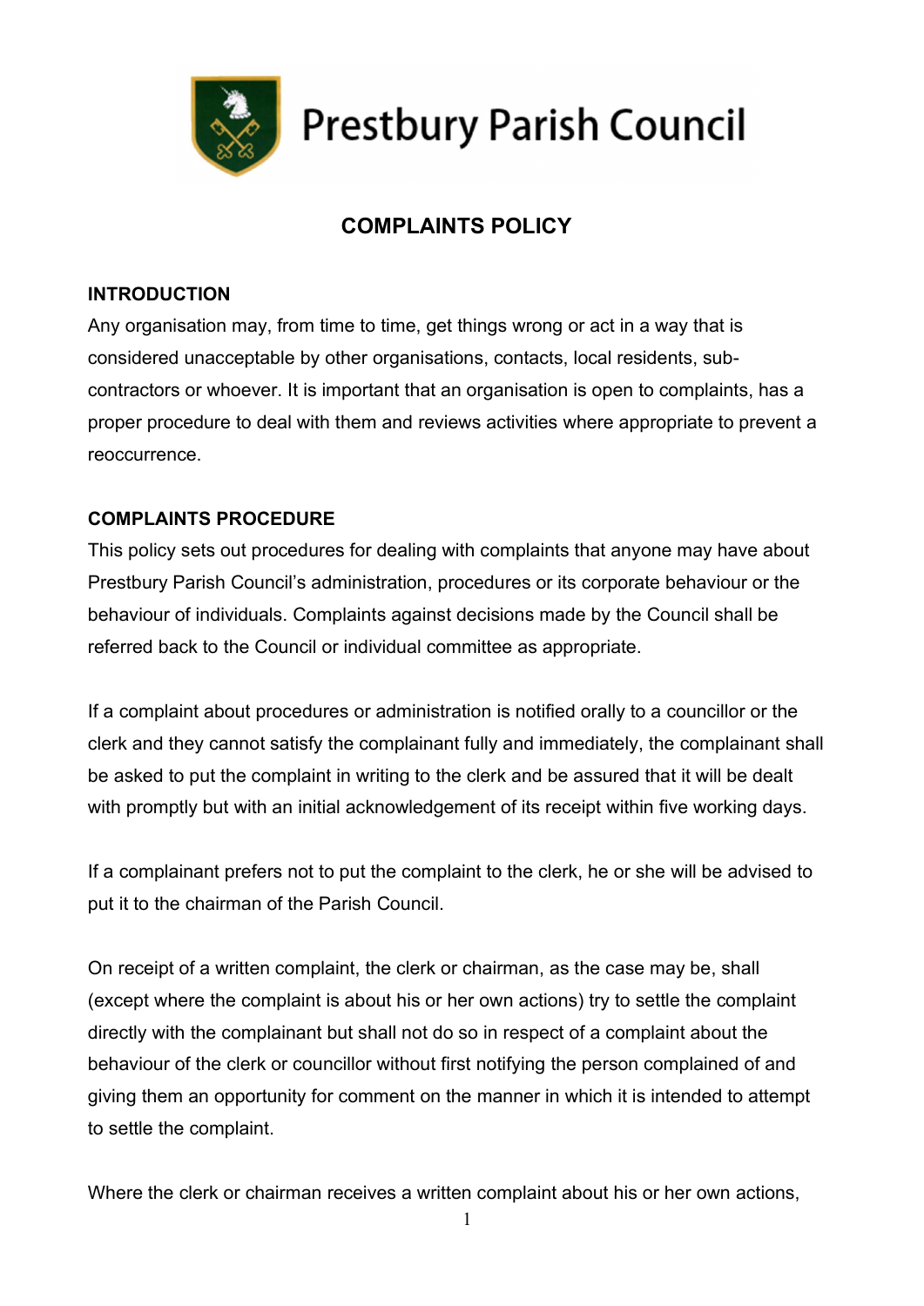# Prestbury Parish Council

## COMPLAINTS POLICY

### INTRODUCTION

Any organisation may, from time to time, get things wrong or act in a way that is considered unacceptable by other organisations, contacts, local residents, sub-contractors or whoever. It is important that an organisation is open to complaints, has a proper procedure to deal with them and reviews activities where appropriate to prevent a reoccurrence.

### COMPLAINTS PROCEDURE

This policy sets out procedures for dealing with complaints that anyone may have about Prestbury Parish Council's administration, procedures or its corporate behaviour or the behaviour of individuals. Complaints against decisions made by the Council shall be referred back to the Council or individual committee as appropriate.

If a complaint about procedures or administration is notified orally to a councillor or the clerk and they cannot satisfy the complainant fully and immediately, the complainant shall be asked to put the complaint in writing to the clerk and be assured that it will be dealt with promptly but with an initial acknowledgement of its receipt within five working days.

If a complainant prefers not to put the complaint to the clerk, he or she will be advised to put it to the chairman of the Parish Council.

On receipt of a written complaint, the clerk or chairman, as the case may be, shall (except where the complaint is about his or her own actions) try to settle the complaint directly with the complainant but shall not do so in respect of a complaint about the behaviour of the clerk or councillor without first notifying the person complained of and giving them an opportunity for comment on the manner in which it is intended to attempt to settle the complaint.

Where the clerk or chairman receives a written complaint about his or her own actions,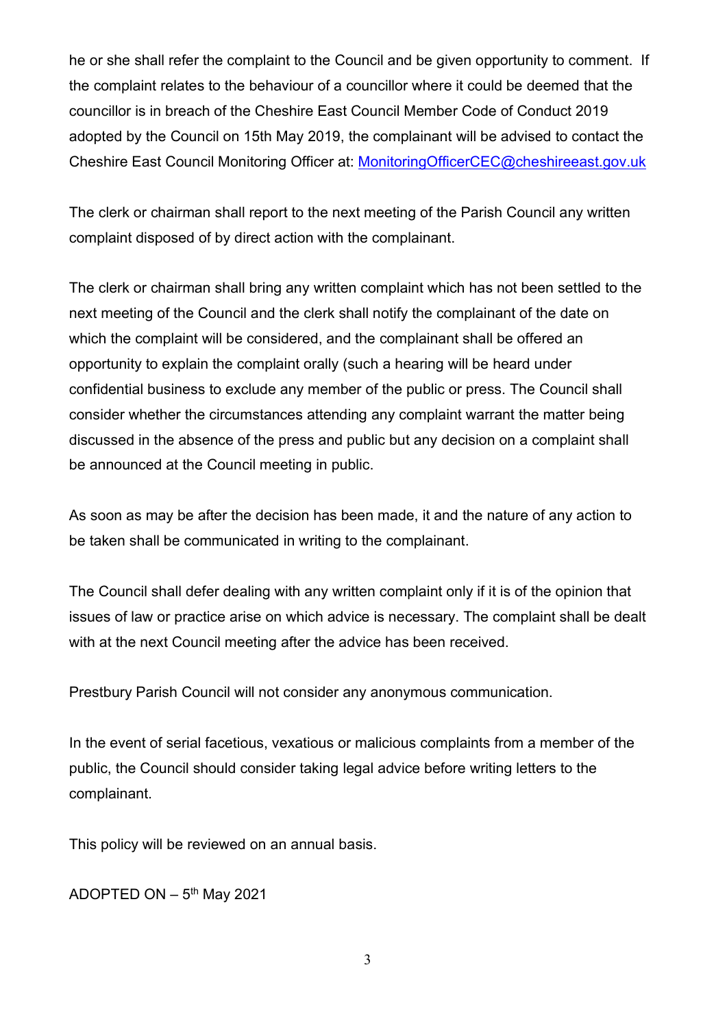he or she shall refer the complaint to the Council and be given opportunity to comment. If the complaint relates to the behaviour of a councillor where it could be deemed that the councillor is in breach of the Cheshire East Council Member Code of Conduct 2019 adopted by the Council on 15th May 2019, the complainant will be advised to contact the Cheshire East Council Monitoring Officer at: MonitoringOfficerCEC@cheshireeast.gov.uk

The clerk or chairman shall report to the next meeting of the Parish Council any written complaint disposed of by direct action with the complainant.

The clerk or chairman shall bring any written complaint which has not been settled to the next meeting of the Council and the clerk shall notify the complainant of the date on which the complaint will be considered, and the complainant shall be offered an opportunity to explain the complaint orally (such a hearing will be heard under confidential business to exclude any member of the public or press. The Council shall consider whether the circumstances attending any complaint warrant the matter being discussed in the absence of the press and public but any decision on a complaint shall be announced at the Council meeting in public.

As soon as may be after the decision has been made, it and the nature of any action to be taken shall be communicated in writing to the complainant.

The Council shall defer dealing with any written complaint only if it is of the opinion that issues of law or practice arise on which advice is necessary. The complaint shall be dealt with at the next Council meeting after the advice has been received.

Prestbury Parish Council will not consider any anonymous communication.

In the event of serial facetious, vexatious or malicious complaints from a member of the public, the Council should consider taking legal advice before writing letters to the complainant.

This policy will be reviewed on an annual basis.

ADOPTED ON – 5th May 2021